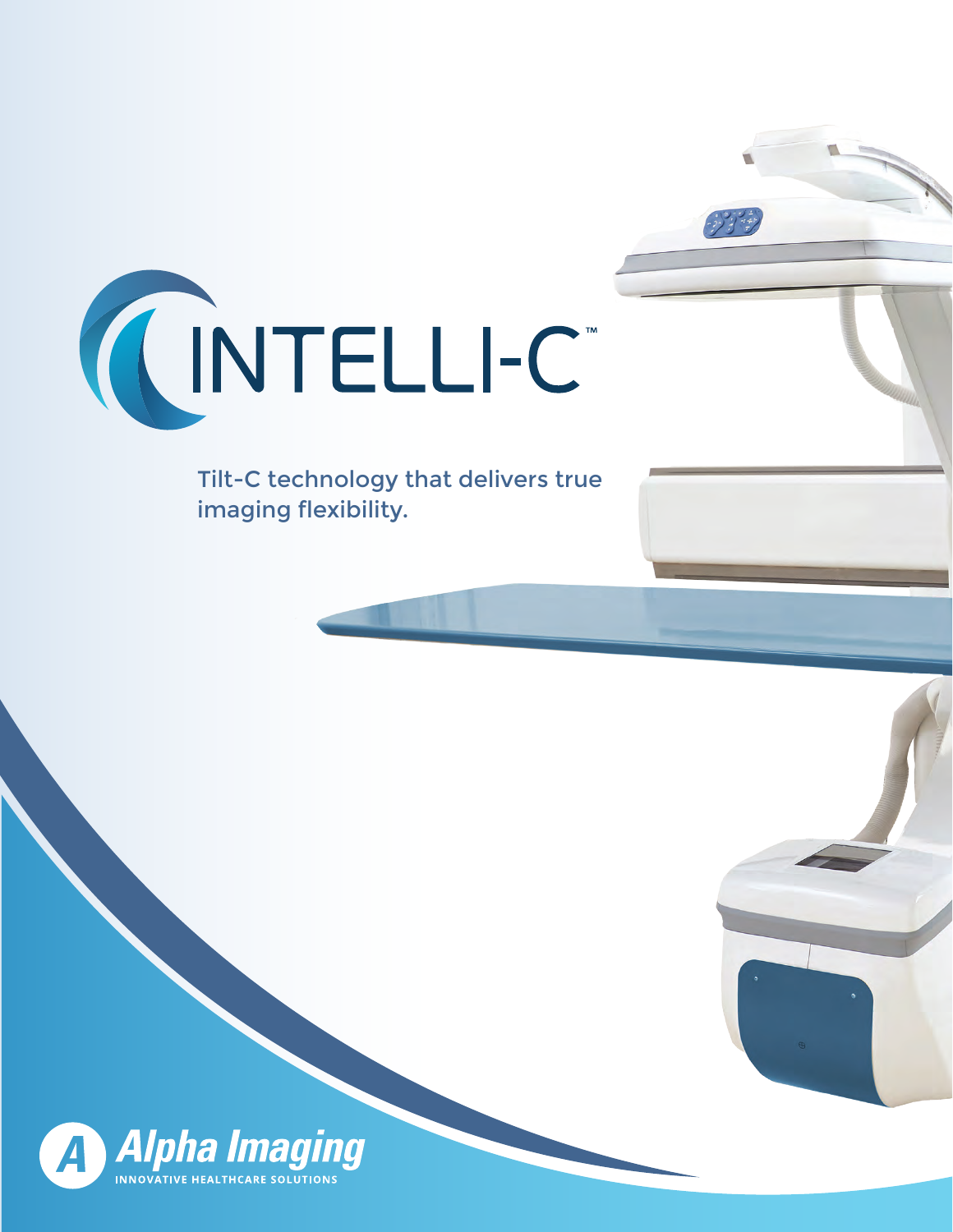# INTELLI-C™

Tilt-C technology that delivers true imaging flexibility.

Alpha Imaging
INNOVATIVE HEALTHCARE SOLUTIONS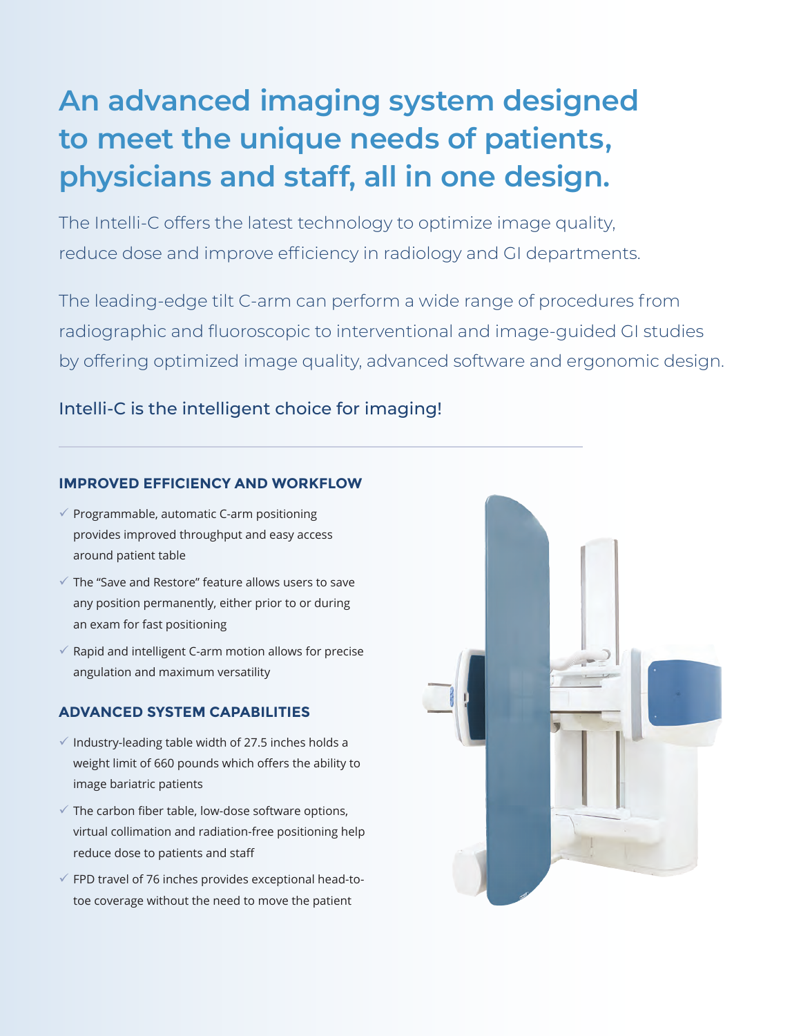# An advanced imaging system designed to meet the unique needs of patients, physicians and staff, all in one design.

The Intelli-C offers the latest technology to optimize image quality, reduce dose and improve efficiency in radiology and GI departments.

The leading-edge tilt C-arm can perform a wide range of procedures from radiographic and fluoroscopic to interventional and image-guided GI studies by offering optimized image quality, advanced software and ergonomic design.

Intelli-C is the intelligent choice for imaging!

---

### IMPROVED EFFICIENCY AND WORKFLOW

- ✓ Programmable, automatic C-arm positioning provides improved throughput and easy access around patient table
- ✓ The "Save and Restore" feature allows users to save any position permanently, either prior to or during an exam for fast positioning
- ✓ Rapid and intelligent C-arm motion allows for precise angulation and maximum versatility

### ADVANCED SYSTEM CAPABILITIES

- ✓ Industry-leading table width of 27.5 inches holds a weight limit of 660 pounds which offers the ability to image bariatric patients
- ✓ The carbon fiber table, low-dose software options, virtual collimation and radiation-free positioning help reduce dose to patients and staff
- ✓ FPD travel of 76 inches provides exceptional head-to-toe coverage without the need to move the patient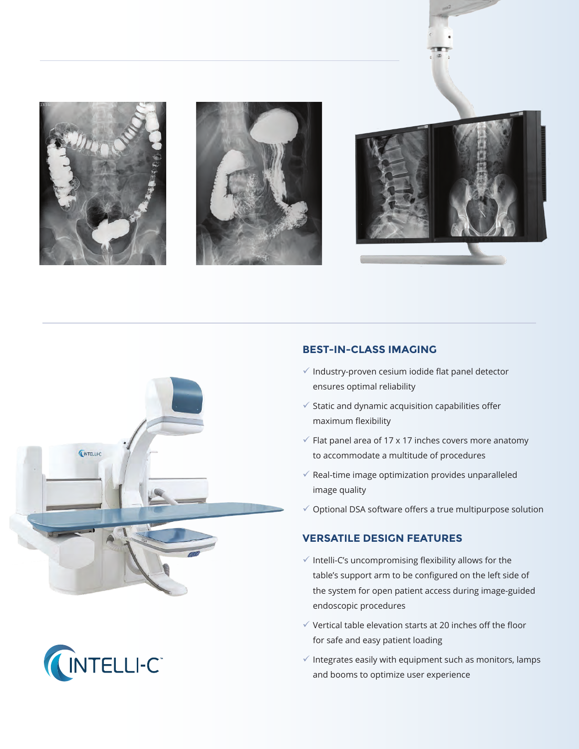## BEST-IN-CLASS IMAGING

- ✓ Industry-proven cesium iodide flat panel detector ensures optimal reliability
- ✓ Static and dynamic acquisition capabilities offer maximum flexibility
- ✓ Flat panel area of 17 x 17 inches covers more anatomy to accommodate a multitude of procedures
- ✓ Real-time image optimization provides unparalleled image quality
- ✓ Optional DSA software offers a true multipurpose solution

## VERSATILE DESIGN FEATURES

- ✓ Intelli-C's uncompromising flexibility allows for the table's support arm to be configured on the left side of the system for open patient access during image-guided endoscopic procedures
- ✓ Vertical table elevation starts at 20 inches off the floor for safe and easy patient loading
- ✓ Integrates easily with equipment such as monitors, lamps and booms to optimize user experience

INTELLI-C™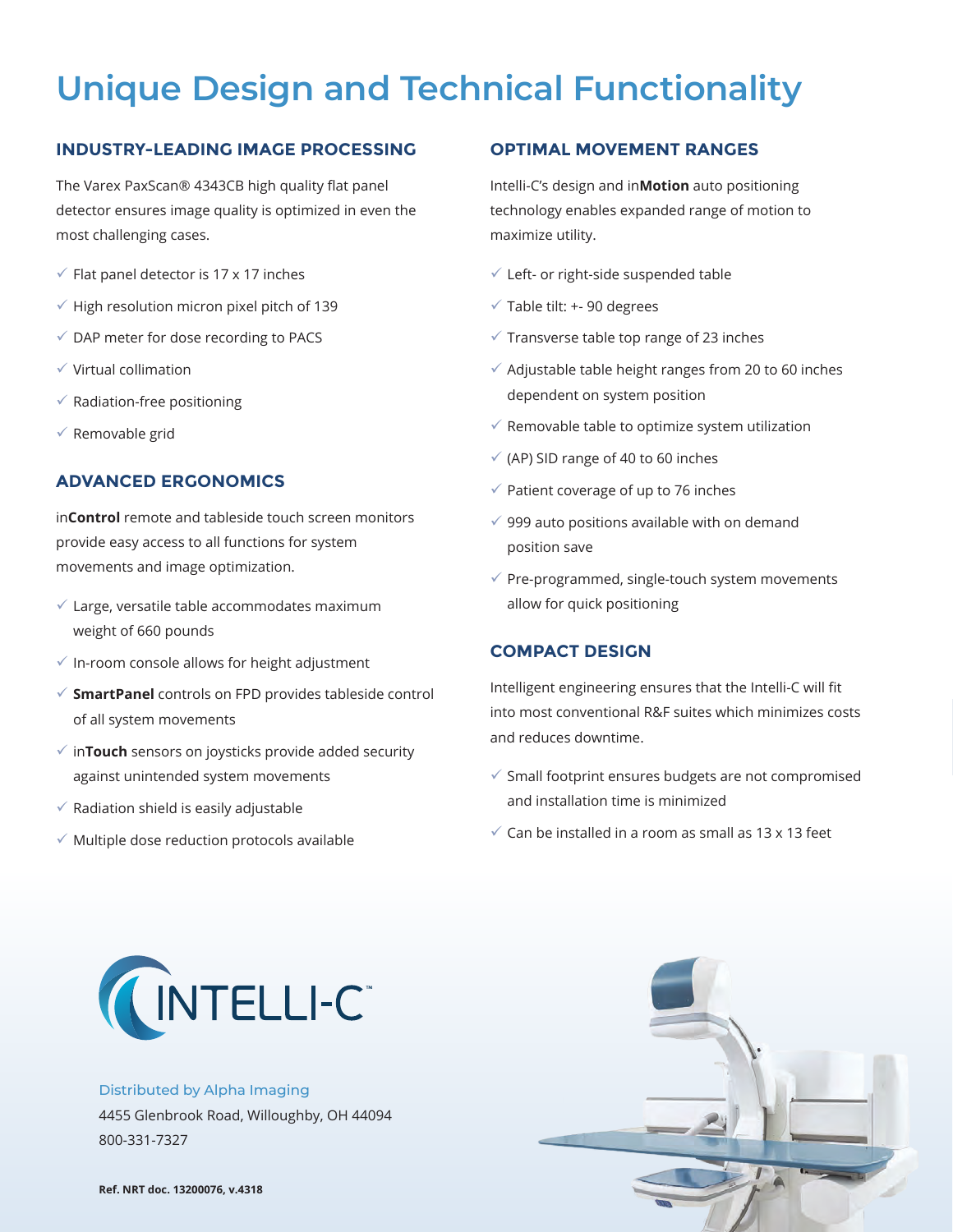# Unique Design and Technical Functionality

## INDUSTRY-LEADING IMAGE PROCESSING

The Varex PaxScan® 4343CB high quality flat panel detector ensures image quality is optimized in even the most challenging cases.

- ✓ Flat panel detector is 17 x 17 inches
- ✓ High resolution micron pixel pitch of 139
- ✓ DAP meter for dose recording to PACS
- ✓ Virtual collimation
- ✓ Radiation-free positioning
- ✓ Removable grid

## ADVANCED ERGONOMICS

in**Control** remote and tableside touch screen monitors provide easy access to all functions for system movements and image optimization.

- ✓ Large, versatile table accommodates maximum weight of 660 pounds
- ✓ In-room console allows for height adjustment
- ✓ **SmartPanel** controls on FPD provides tableside control of all system movements
- ✓ in**Touch** sensors on joysticks provide added security against unintended system movements
- ✓ Radiation shield is easily adjustable
- ✓ Multiple dose reduction protocols available

## OPTIMAL MOVEMENT RANGES

Intelli-C's design and in**Motion** auto positioning technology enables expanded range of motion to maximize utility.

- ✓ Left- or right-side suspended table
- ✓ Table tilt: +- 90 degrees
- ✓ Transverse table top range of 23 inches
- ✓ Adjustable table height ranges from 20 to 60 inches dependent on system position
- ✓ Removable table to optimize system utilization
- ✓ (AP) SID range of 40 to 60 inches
- ✓ Patient coverage of up to 76 inches
- ✓ 999 auto positions available with on demand position save
- ✓ Pre-programmed, single-touch system movements allow for quick positioning

## COMPACT DESIGN

Intelligent engineering ensures that the Intelli-C will fit into most conventional R&F suites which minimizes costs and reduces downtime.

- ✓ Small footprint ensures budgets are not compromised and installation time is minimized
- ✓ Can be installed in a room as small as 13 x 13 feet

INTELLI-C™

Distributed by Alpha Imaging

4455 Glenbrook Road, Willoughby, OH 44094

800-331-7327

**Ref. NRT doc. 13200076, v.4318**